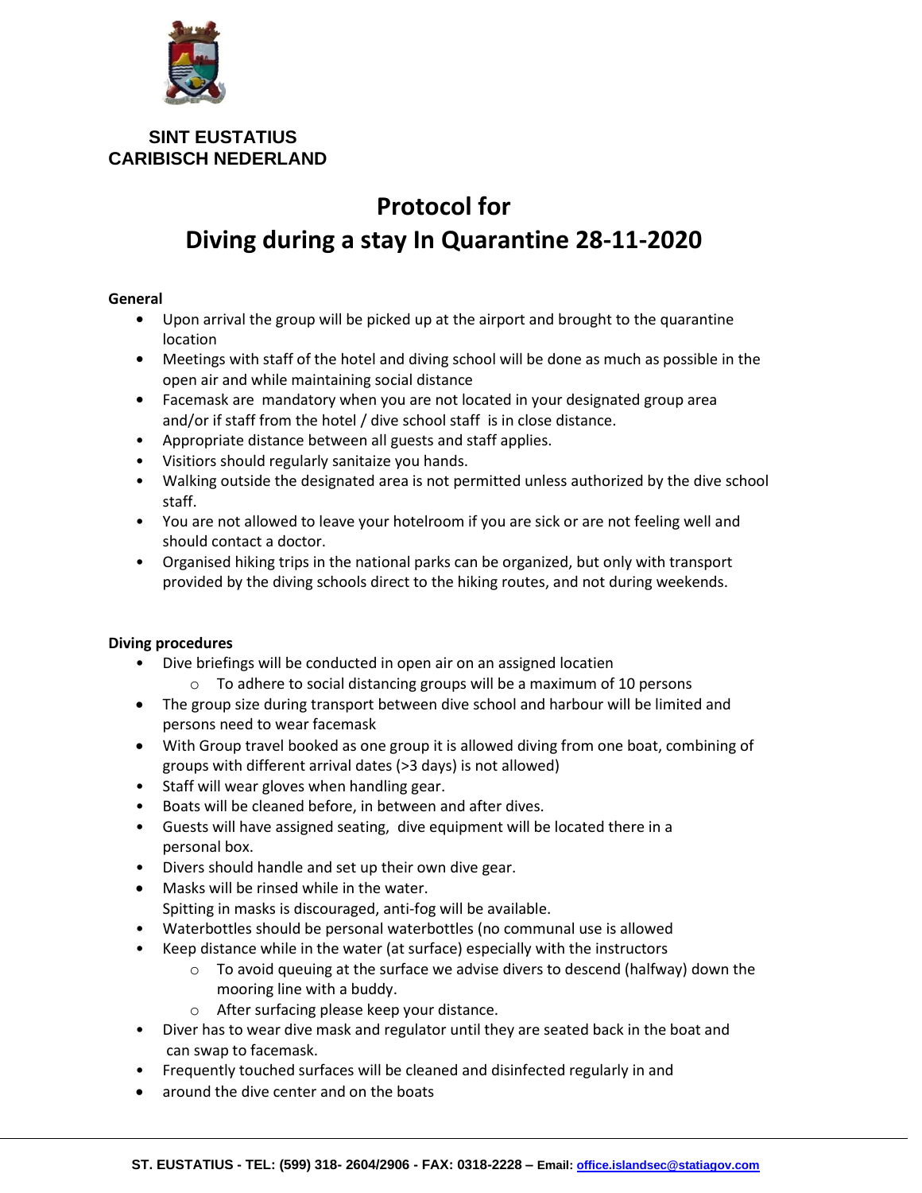**SINT EUSTATIUS**
**CARIBISCH NEDERLAND**

# Protocol for
# Diving during a stay In Quarantine 28-11-2020

**General**

- Upon arrival the group will be picked up at the airport and brought to the quarantine location
- Meetings with staff of the hotel and diving school will be done as much as possible in the open air and while maintaining social distance
- Facemask are mandatory when you are not located in your designated group area and/or if staff from the hotel / dive school staff is in close distance.
- Appropriate distance between all guests and staff applies.
- Visitiors should regularly sanitaize you hands.
- Walking outside the designated area is not permitted unless authorized by the dive school staff.
- You are not allowed to leave your hotelroom if you are sick or are not feeling well and should contact a doctor.
- Organised hiking trips in the national parks can be organized, but only with transport provided by the diving schools direct to the hiking routes, and not during weekends.

**Diving procedures**

- Dive briefings will be conducted in open air on an assigned locatien
  - To adhere to social distancing groups will be a maximum of 10 persons
- The group size during transport between dive school and harbour will be limited and persons need to wear facemask
- With Group travel booked as one group it is allowed diving from one boat, combining of groups with different arrival dates (>3 days) is not allowed)
- Staff will wear gloves when handling gear.
- Boats will be cleaned before, in between and after dives.
- Guests will have assigned seating, dive equipment will be located there in a personal box.
- Divers should handle and set up their own dive gear.
- Masks will be rinsed while in the water.
  Spitting in masks is discouraged, anti-fog will be available.
- Waterbottles should be personal waterbottles (no communal use is allowed
- Keep distance while in the water (at surface) especially with the instructors
  - To avoid queuing at the surface we advise divers to descend (halfway) down the mooring line with a buddy.
  - After surfacing please keep your distance.
- Diver has to wear dive mask and regulator until they are seated back in the boat and can swap to facemask.
- Frequently touched surfaces will be cleaned and disinfected regularly in and
- around the dive center and on the boats

ST. EUSTATIUS - TEL: (599) 318- 2604/2906 - FAX: 0318-2228 – Email: office.islandsec@statiagov.com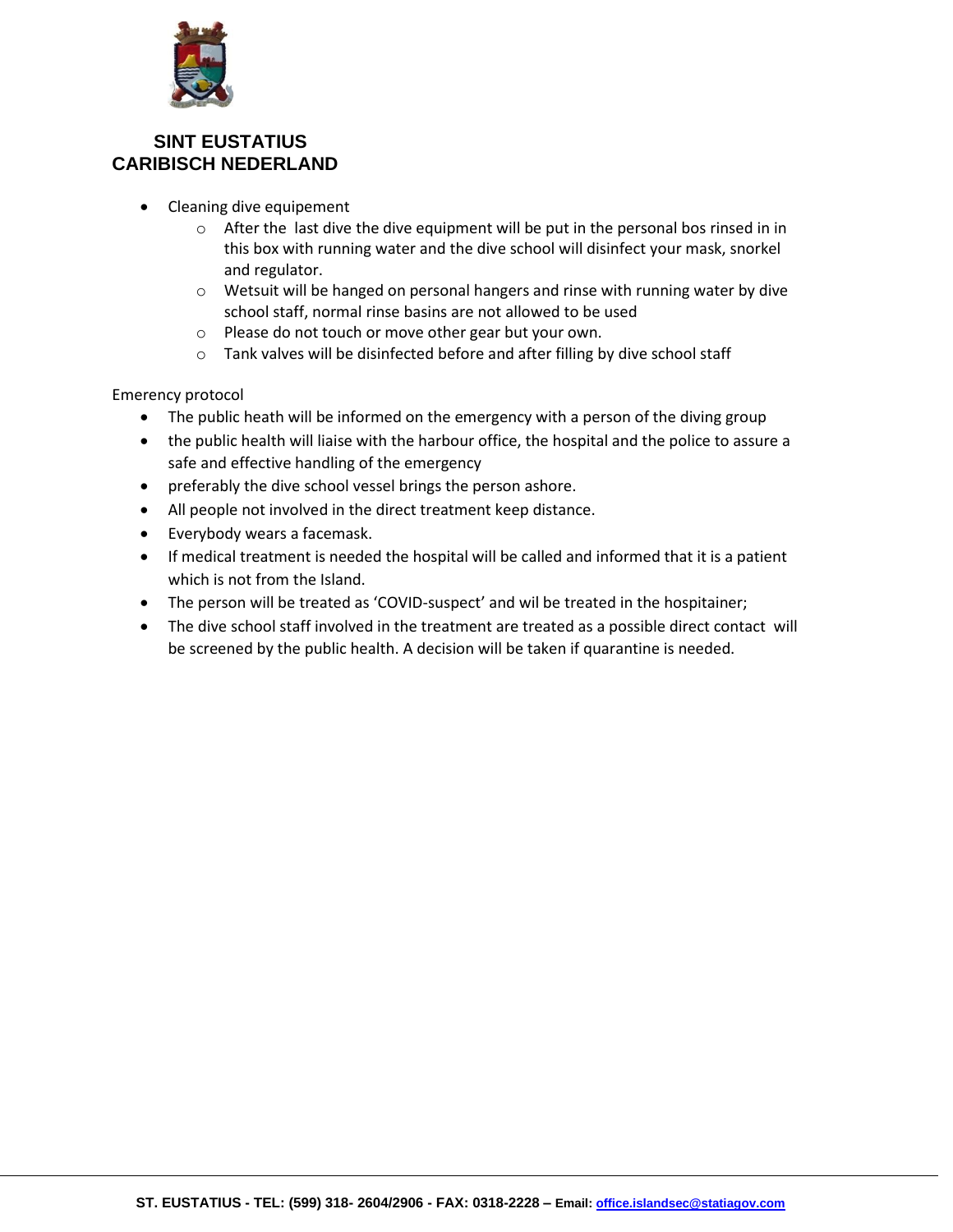SINT EUSTATIUS
CARIBISCH NEDERLAND

- Cleaning dive equipement
  - After the  last dive the dive equipment will be put in the personal bos rinsed in in this box with running water and the dive school will disinfect your mask, snorkel and regulator.
  - Wetsuit will be hanged on personal hangers and rinse with running water by dive school staff, normal rinse basins are not allowed to be used
  - Please do not touch or move other gear but your own.
  - Tank valves will be disinfected before and after filling by dive school staff

Emerency protocol

- The public heath will be informed on the emergency with a person of the diving group
- the public health will liaise with the harbour office, the hospital and the police to assure a safe and effective handling of the emergency
- preferably the dive school vessel brings the person ashore.
- All people not involved in the direct treatment keep distance.
- Everybody wears a facemask.
- If medical treatment is needed the hospital will be called and informed that it is a patient which is not from the Island.
- The person will be treated as 'COVID-suspect' and wil be treated in the hospitainer;
- The dive school staff involved in the treatment are treated as a possible direct contact  will be screened by the public health. A decision will be taken if quarantine is needed.